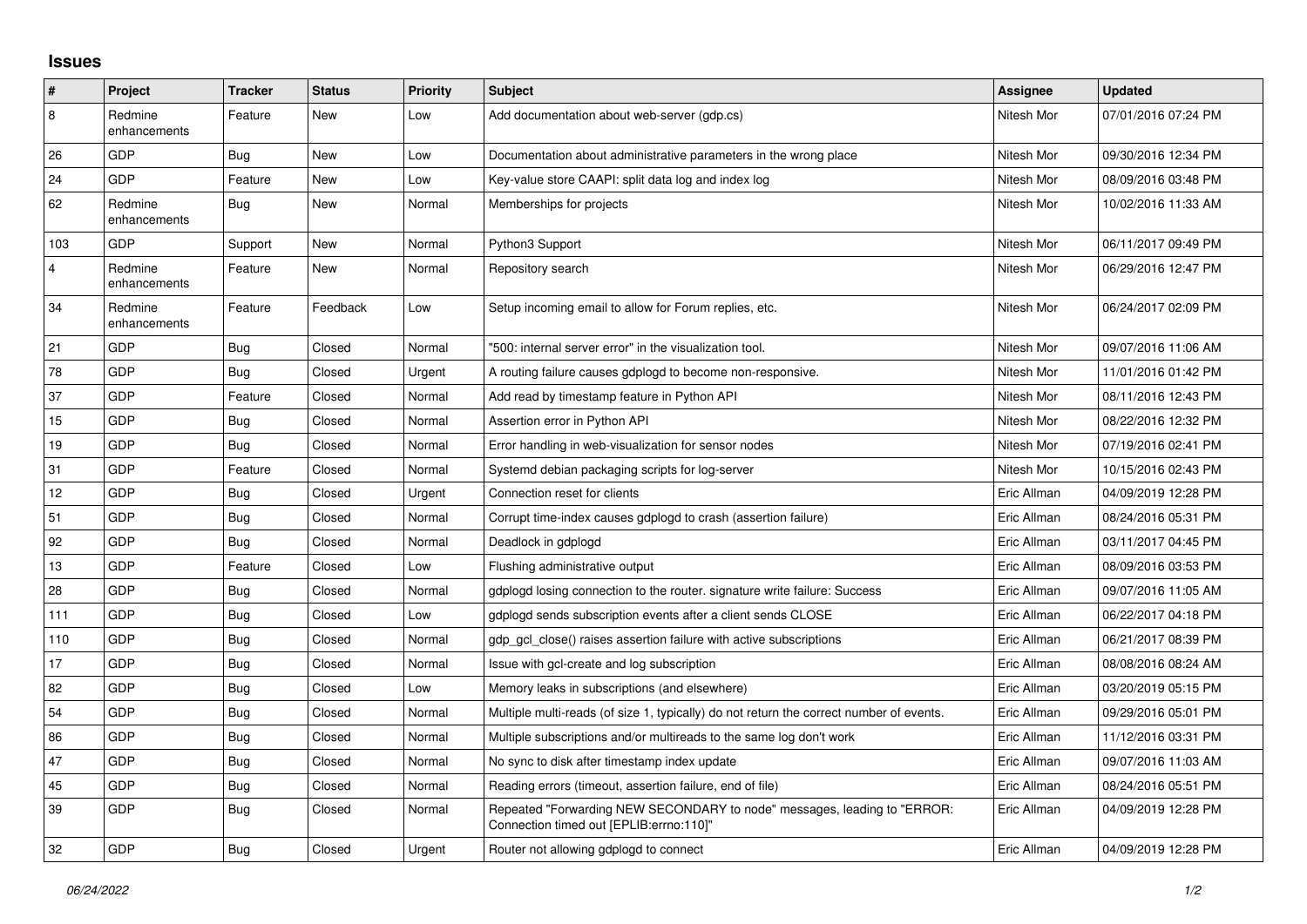## Issues

| # | Project | Tracker | Status | Priority | Subject | Assignee | Updated |
|---|---|---|---|---|---|---|---|
| 8 | Redmine enhancements | Feature | New | Low | Add documentation about web-server (gdp.cs) | Nitesh Mor | 07/01/2016 07:24 PM |
| 26 | GDP | Bug | New | Low | Documentation about administrative parameters in the wrong place | Nitesh Mor | 09/30/2016 12:34 PM |
| 24 | GDP | Feature | New | Low | Key-value store CAAPI: split data log and index log | Nitesh Mor | 08/09/2016 03:48 PM |
| 62 | Redmine enhancements | Bug | New | Normal | Memberships for projects | Nitesh Mor | 10/02/2016 11:33 AM |
| 103 | GDP | Support | New | Normal | Python3 Support | Nitesh Mor | 06/11/2017 09:49 PM |
| 4 | Redmine enhancements | Feature | New | Normal | Repository search | Nitesh Mor | 06/29/2016 12:47 PM |
| 34 | Redmine enhancements | Feature | Feedback | Low | Setup incoming email to allow for Forum replies, etc. | Nitesh Mor | 06/24/2017 02:09 PM |
| 21 | GDP | Bug | Closed | Normal | "500: internal server error" in the visualization tool. | Nitesh Mor | 09/07/2016 11:06 AM |
| 78 | GDP | Bug | Closed | Urgent | A routing failure causes gdplogd to become non-responsive. | Nitesh Mor | 11/01/2016 01:42 PM |
| 37 | GDP | Feature | Closed | Normal | Add read by timestamp feature in Python API | Nitesh Mor | 08/11/2016 12:43 PM |
| 15 | GDP | Bug | Closed | Normal | Assertion error in Python API | Nitesh Mor | 08/22/2016 12:32 PM |
| 19 | GDP | Bug | Closed | Normal | Error handling in web-visualization for sensor nodes | Nitesh Mor | 07/19/2016 02:41 PM |
| 31 | GDP | Feature | Closed | Normal | Systemd debian packaging scripts for log-server | Nitesh Mor | 10/15/2016 02:43 PM |
| 12 | GDP | Bug | Closed | Urgent | Connection reset for clients | Eric Allman | 04/09/2019 12:28 PM |
| 51 | GDP | Bug | Closed | Normal | Corrupt time-index causes gdplogd to crash (assertion failure) | Eric Allman | 08/24/2016 05:31 PM |
| 92 | GDP | Bug | Closed | Normal | Deadlock in gdplogd | Eric Allman | 03/11/2017 04:45 PM |
| 13 | GDP | Feature | Closed | Low | Flushing administrative output | Eric Allman | 08/09/2016 03:53 PM |
| 28 | GDP | Bug | Closed | Normal | gdplogd losing connection to the router. signature write failure: Success | Eric Allman | 09/07/2016 11:05 AM |
| 111 | GDP | Bug | Closed | Low | gdplogd sends subscription events after a client sends CLOSE | Eric Allman | 06/22/2017 04:18 PM |
| 110 | GDP | Bug | Closed | Normal | gdp_gcl_close() raises assertion failure with active subscriptions | Eric Allman | 06/21/2017 08:39 PM |
| 17 | GDP | Bug | Closed | Normal | Issue with gcl-create and log subscription | Eric Allman | 08/08/2016 08:24 AM |
| 82 | GDP | Bug | Closed | Low | Memory leaks in subscriptions (and elsewhere) | Eric Allman | 03/20/2019 05:15 PM |
| 54 | GDP | Bug | Closed | Normal | Multiple multi-reads (of size 1, typically) do not return the correct number of events. | Eric Allman | 09/29/2016 05:01 PM |
| 86 | GDP | Bug | Closed | Normal | Multiple subscriptions and/or multireads to the same log don't work | Eric Allman | 11/12/2016 03:31 PM |
| 47 | GDP | Bug | Closed | Normal | No sync to disk after timestamp index update | Eric Allman | 09/07/2016 11:03 AM |
| 45 | GDP | Bug | Closed | Normal | Reading errors (timeout, assertion failure, end of file) | Eric Allman | 08/24/2016 05:51 PM |
| 39 | GDP | Bug | Closed | Normal | Repeated "Forwarding NEW SECONDARY to node" messages, leading to "ERROR: Connection timed out [EPLIB:errno:110]" | Eric Allman | 04/09/2019 12:28 PM |
| 32 | GDP | Bug | Closed | Urgent | Router not allowing gdplogd to connect | Eric Allman | 04/09/2019 12:28 PM |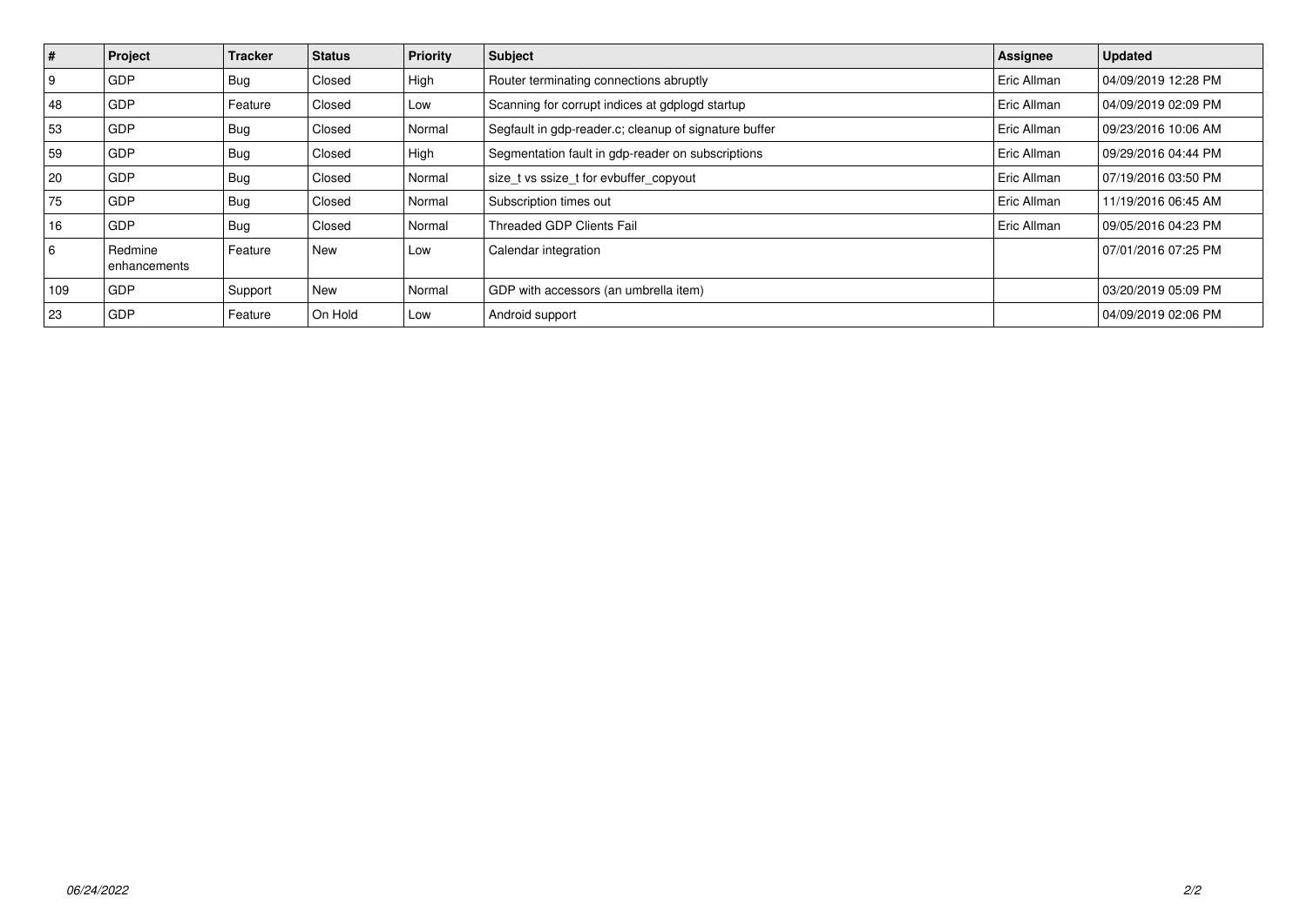| # | Project | Tracker | Status | Priority | Subject | Assignee | Updated |
|---|---|---|---|---|---|---|---|
| 9 | GDP | Bug | Closed | High | Router terminating connections abruptly | Eric Allman | 04/09/2019 12:28 PM |
| 48 | GDP | Feature | Closed | Low | Scanning for corrupt indices at gdplogd startup | Eric Allman | 04/09/2019 02:09 PM |
| 53 | GDP | Bug | Closed | Normal | Segfault in gdp-reader.c; cleanup of signature buffer | Eric Allman | 09/23/2016 10:06 AM |
| 59 | GDP | Bug | Closed | High | Segmentation fault in gdp-reader on subscriptions | Eric Allman | 09/29/2016 04:44 PM |
| 20 | GDP | Bug | Closed | Normal | size_t vs ssize_t for evbuffer_copyout | Eric Allman | 07/19/2016 03:50 PM |
| 75 | GDP | Bug | Closed | Normal | Subscription times out | Eric Allman | 11/19/2016 06:45 AM |
| 16 | GDP | Bug | Closed | Normal | Threaded GDP Clients Fail | Eric Allman | 09/05/2016 04:23 PM |
| 6 | Redmine enhancements | Feature | New | Low | Calendar integration | | 07/01/2016 07:25 PM |
| 109 | GDP | Support | New | Normal | GDP with accessors (an umbrella item) | | 03/20/2019 05:09 PM |
| 23 | GDP | Feature | On Hold | Low | Android support | | 04/09/2019 02:06 PM |

*06/24/2022*